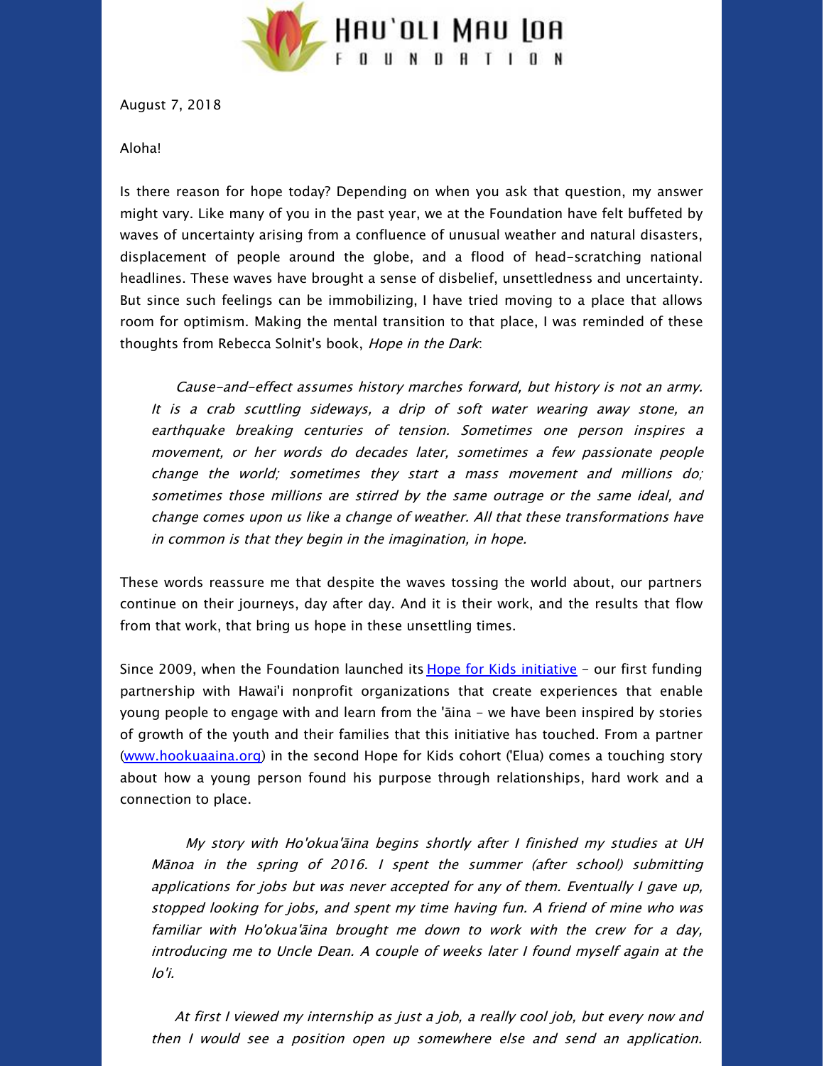Hau'oli Mau Loa Foundation

August 7, 2018

Aloha!

Is there reason for hope today? Depending on when you ask that question, my answer might vary. Like many of you in the past year, we at the Foundation have felt buffeted by waves of uncertainty arising from a confluence of unusual weather and natural disasters, displacement of people around the globe, and a flood of head-scratching national headlines. These waves have brought a sense of disbelief, unsettledness and uncertainty. But since such feelings can be immobilizing, I have tried moving to a place that allows room for optimism. Making the mental transition to that place, I was reminded of these thoughts from Rebecca Solnit's book, *Hope in the Dark*:

> *Cause-and-effect assumes history marches forward, but history is not an army. It is a crab scuttling sideways, a drip of soft water wearing away stone, an earthquake breaking centuries of tension. Sometimes one person inspires a movement, or her words do decades later, sometimes a few passionate people change the world; sometimes they start a mass movement and millions do; sometimes those millions are stirred by the same outrage or the same ideal, and change comes upon us like a change of weather. All that these transformations have in common is that they begin in the imagination, in hope.*

These words reassure me that despite the waves tossing the world about, our partners continue on their journeys, day after day. And it is their work, and the results that flow from that work, that bring us hope in these unsettling times.

Since 2009, when the Foundation launched its Hope for Kids initiative – our first funding partnership with Hawai'i nonprofit organizations that create experiences that enable young people to engage with and learn from the 'āina – we have been inspired by stories of growth of the youth and their families that this initiative has touched. From a partner (www.hookuaaina.org) in the second Hope for Kids cohort ('Elua) comes a touching story about how a young person found his purpose through relationships, hard work and a connection to place.

> *My story with Ho'okua'āina begins shortly after I finished my studies at UH Mānoa in the spring of 2016. I spent the summer (after school) submitting applications for jobs but was never accepted for any of them. Eventually I gave up, stopped looking for jobs, and spent my time having fun. A friend of mine who was familiar with Ho'okua'āina brought me down to work with the crew for a day, introducing me to Uncle Dean. A couple of weeks later I found myself again at the lo'i.*
>
> *At first I viewed my internship as just a job, a really cool job, but every now and then I would see a position open up somewhere else and send an application.*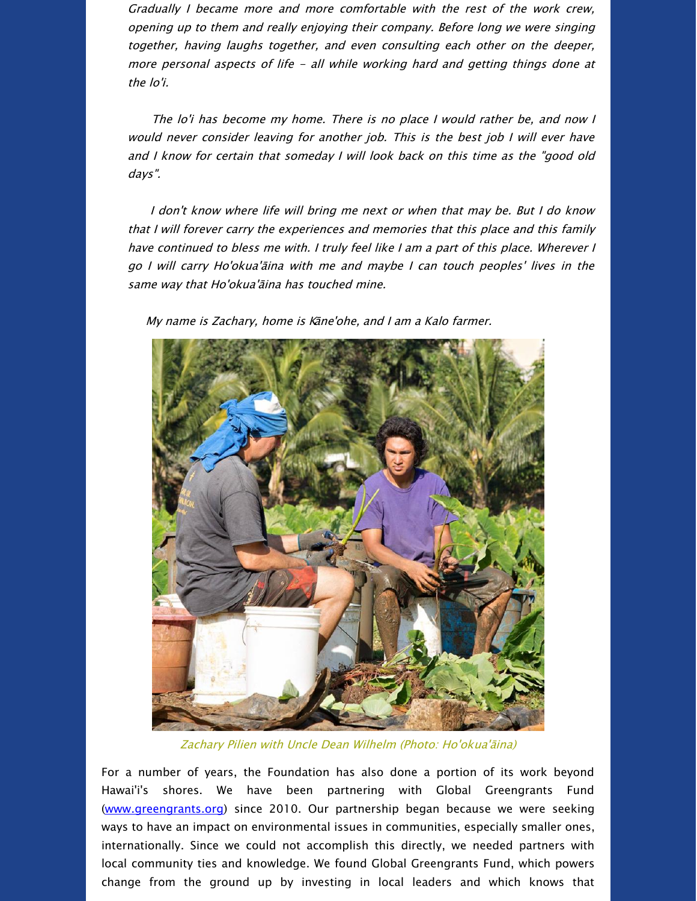*Gradually I became more and more comfortable with the rest of the work crew, opening up to them and really enjoying their company. Before long we were singing together, having laughs together, and even consulting each other on the deeper, more personal aspects of life - all while working hard and getting things done at the lo'i.*

*The lo'i has become my home. There is no place I would rather be, and now I would never consider leaving for another job. This is the best job I will ever have and I know for certain that someday I will look back on this time as the "good old days".*

*I don't know where life will bring me next or when that may be. But I do know that I will forever carry the experiences and memories that this place and this family have continued to bless me with. I truly feel like I am a part of this place. Wherever I go I will carry Ho'okua'āina with me and maybe I can touch peoples' lives in the same way that Ho'okua'āina has touched mine.*

*My name is Zachary, home is Kāne'ohe, and I am a Kalo farmer.*

*Zachary Pilien with Uncle Dean Wilhelm (Photo: Ho'okua'āina)*

For a number of years, the Foundation has also done a portion of its work beyond Hawai'i's shores. We have been partnering with Global Greengrants Fund (www.greengrants.org) since 2010. Our partnership began because we were seeking ways to have an impact on environmental issues in communities, especially smaller ones, internationally. Since we could not accomplish this directly, we needed partners with local community ties and knowledge. We found Global Greengrants Fund, which powers change from the ground up by investing in local leaders and which knows that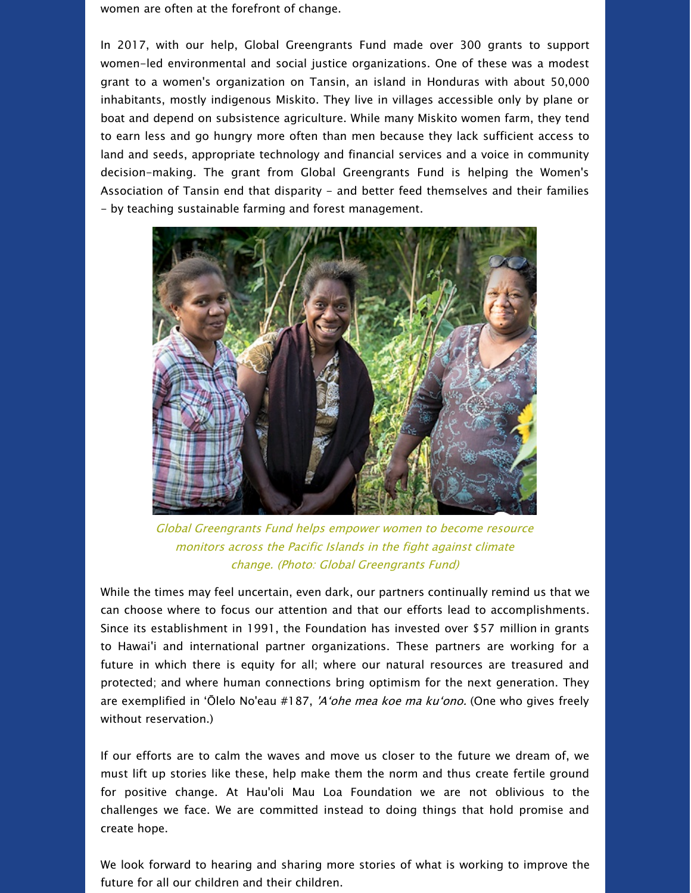women are often at the forefront of change.

In 2017, with our help, Global Greengrants Fund made over 300 grants to support women-led environmental and social justice organizations. One of these was a modest grant to a women's organization on Tansin, an island in Honduras with about 50,000 inhabitants, mostly indigenous Miskito. They live in villages accessible only by plane or boat and depend on subsistence agriculture. While many Miskito women farm, they tend to earn less and go hungry more often than men because they lack sufficient access to land and seeds, appropriate technology and financial services and a voice in community decision-making. The grant from Global Greengrants Fund is helping the Women's Association of Tansin end that disparity - and better feed themselves and their families - by teaching sustainable farming and forest management.

*Global Greengrants Fund helps empower women to become resource monitors across the Pacific Islands in the fight against climate change. (Photo: Global Greengrants Fund)*

While the times may feel uncertain, even dark, our partners continually remind us that we can choose where to focus our attention and that our efforts lead to accomplishments. Since its establishment in 1991, the Foundation has invested over $57 million in grants to Hawai'i and international partner organizations. These partners are working for a future in which there is equity for all; where our natural resources are treasured and protected; and where human connections bring optimism for the next generation. They are exemplified in ʻŌlelo No'eau #187, *'Aʻohe mea koe ma kuʻono.* (One who gives freely without reservation.)

If our efforts are to calm the waves and move us closer to the future we dream of, we must lift up stories like these, help make them the norm and thus create fertile ground for positive change. At Hau'oli Mau Loa Foundation we are not oblivious to the challenges we face. We are committed instead to doing things that hold promise and create hope.

We look forward to hearing and sharing more stories of what is working to improve the future for all our children and their children.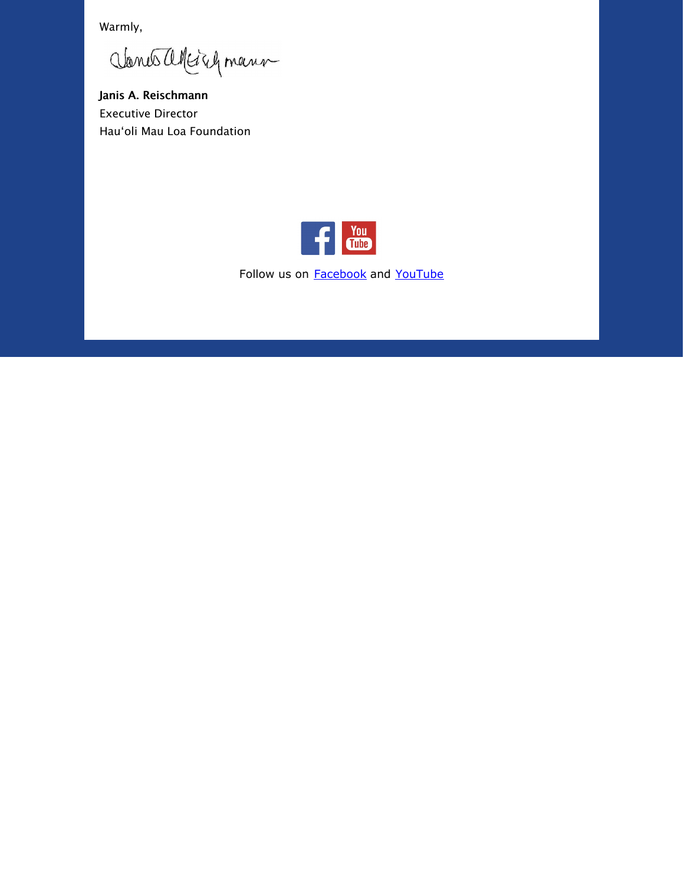Warmly,

**Janis A. Reischmann**
Executive Director
Hau‘oli Mau Loa Foundation

Follow us on Facebook and YouTube